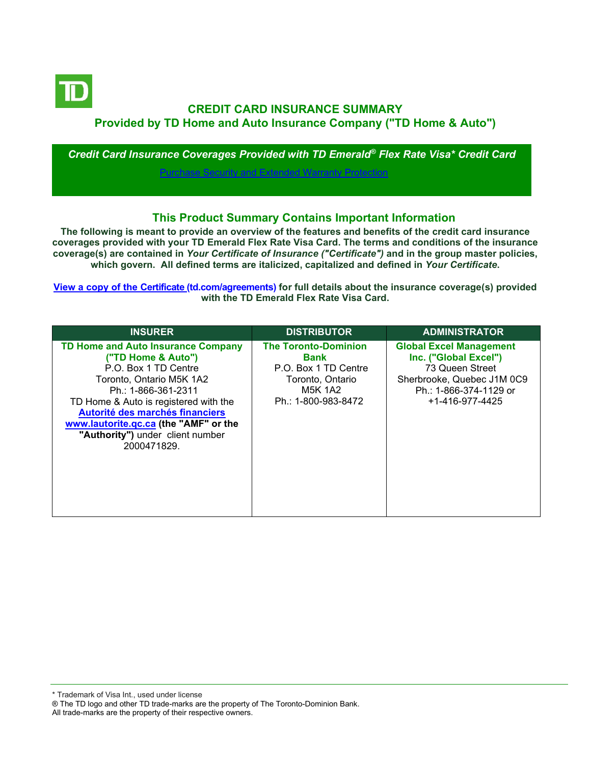# CREDIT CARD INSURANCE SUMMARY

## Provided by TD Home and Auto Insurance Company ("TD Home & Auto")

***Credit Card Insurance Coverages Provided with TD Emerald® Flex Rate Visa* Credit Card***

[Purchase Security and Extended Warranty Protection]

## This Product Summary Contains Important Information

**The following is meant to provide an overview of the features and benefits of the credit card insurance coverages provided with your TD Emerald Flex Rate Visa Card. The terms and conditions of the insurance coverage(s) are contained in *Your Certificate of Insurance ("Certificate")* and in the group master policies, which govern. All defined terms are italicized, capitalized and defined in *Your Certificate*.**

**[View a copy of the Certificate (td.com/agreements)] for full details about the insurance coverage(s) provided with the TD Emerald Flex Rate Visa Card.**

| INSURER | DISTRIBUTOR | ADMINISTRATOR |
| --- | --- | --- |
| **TD Home and Auto Insurance Company ("TD Home & Auto")**<br>P.O. Box 1 TD Centre<br>Toronto, Ontario M5K 1A2<br>Ph.: 1-866-361-2311<br>TD Home & Auto is registered with the **[Autorité des marchés financiers] [www.lautorite.qc.ca] (the "AMF" or the "Authority")** under client number 2000471829. | **The Toronto-Dominion Bank**<br>P.O. Box 1 TD Centre<br>Toronto, Ontario<br>M5K 1A2<br>Ph.: 1-800-983-8472 | **Global Excel Management Inc. ("Global Excel")**<br>73 Queen Street<br>Sherbrooke, Quebec J1M 0C9<br>Ph.: 1-866-374-1129 or<br>+1-416-977-4425 |

* Trademark of Visa Int., used under license
® The TD logo and other TD trade-marks are the property of The Toronto-Dominion Bank.
All trade-marks are the property of their respective owners.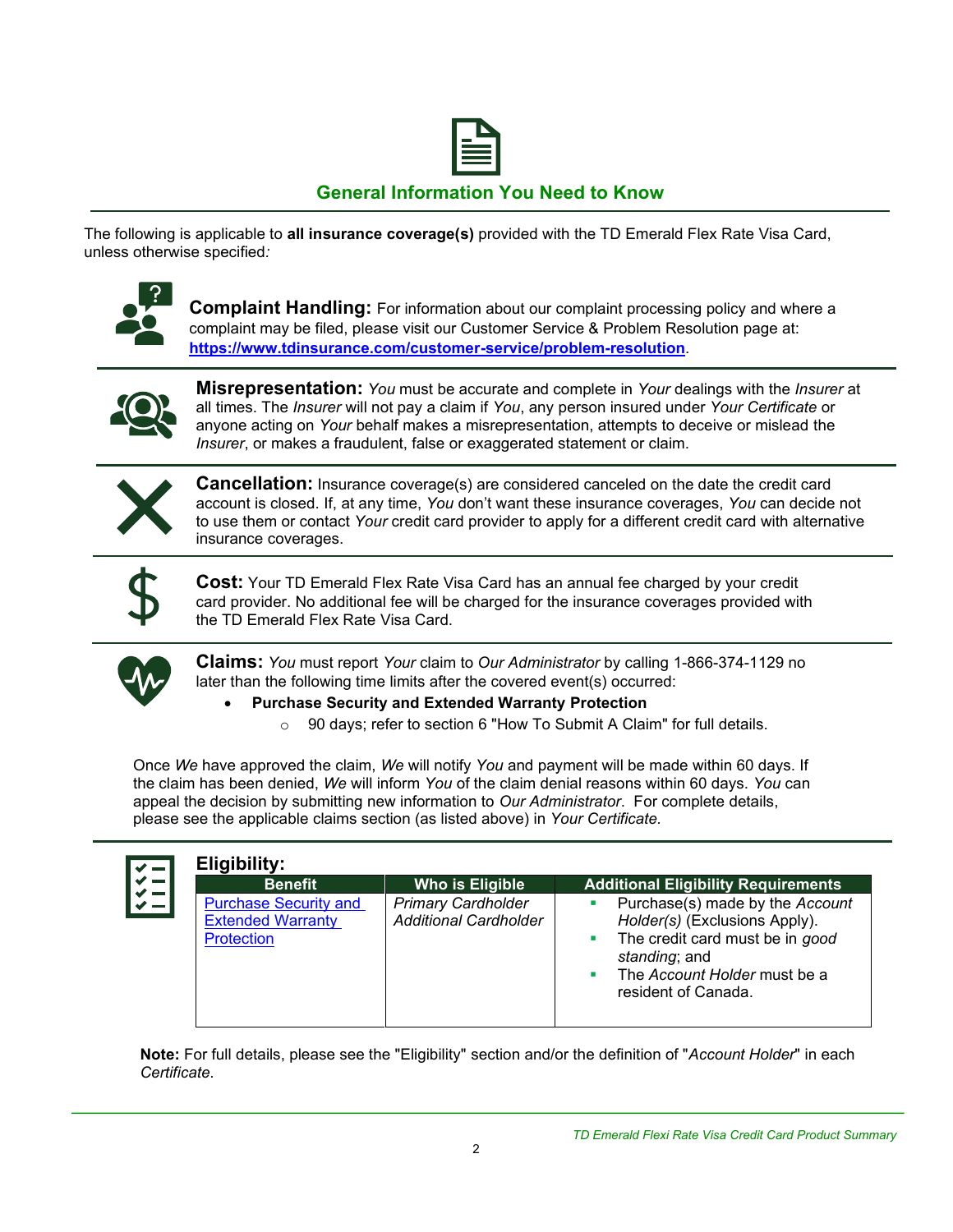## General Information You Need to Know

The following is applicable to **all insurance coverage(s)** provided with the TD Emerald Flex Rate Visa Card, unless otherwise specified:

**Complaint Handling:** For information about our complaint processing policy and where a complaint may be filed, please visit our Customer Service & Problem Resolution page at: **https://www.tdinsurance.com/customer-service/problem-resolution**.

**Misrepresentation:** *You* must be accurate and complete in *Your* dealings with the *Insurer* at all times. The *Insurer* will not pay a claim if *You*, any person insured under *Your Certificate* or anyone acting on *Your* behalf makes a misrepresentation, attempts to deceive or mislead the *Insurer*, or makes a fraudulent, false or exaggerated statement or claim.

**Cancellation:** Insurance coverage(s) are considered canceled on the date the credit card account is closed. If, at any time, *You* don't want these insurance coverages, *You* can decide not to use them or contact *Your* credit card provider to apply for a different credit card with alternative insurance coverages.

**Cost:** Your TD Emerald Flex Rate Visa Card has an annual fee charged by your credit card provider. No additional fee will be charged for the insurance coverages provided with the TD Emerald Flex Rate Visa Card.

**Claims:** *You* must report *Your* claim to *Our Administrator* by calling 1-866-374-1129 no later than the following time limits after the covered event(s) occurred:

- **Purchase Security and Extended Warranty Protection**
  - 90 days; refer to section 6 "How To Submit A Claim" for full details.

Once *We* have approved the claim, *We* will notify *You* and payment will be made within 60 days. If the claim has been denied, *We* will inform *You* of the claim denial reasons within 60 days. *You* can appeal the decision by submitting new information to *Our Administrator*. For complete details, please see the applicable claims section (as listed above) in *Your Certificate.*

**Eligibility:**

| Benefit | Who is Eligible | Additional Eligibility Requirements |
|---|---|---|
| Purchase Security and Extended Warranty Protection | *Primary Cardholder* *Additional Cardholder* | ▪ Purchase(s) made by the *Account Holder(s)* (Exclusions Apply). ▪ The credit card must be in *good standing*; and ▪ The *Account Holder* must be a resident of Canada. |

**Note:** For full details, please see the "Eligibility" section and/or the definition of "*Account Holder*" in each *Certificate*.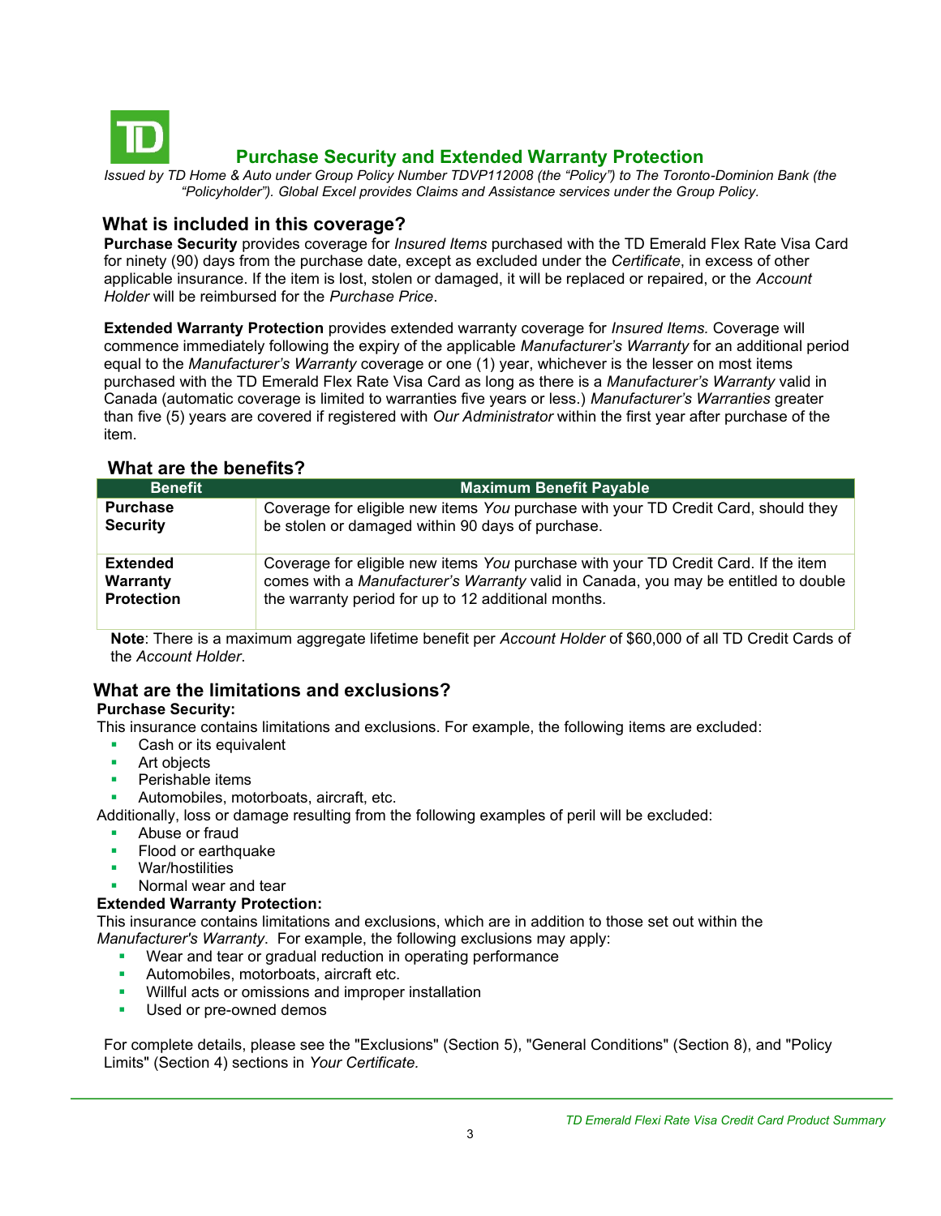# Purchase Security and Extended Warranty Protection

*Issued by TD Home & Auto under Group Policy Number TDVP112008 (the "Policy") to The Toronto-Dominion Bank (the "Policyholder"). Global Excel provides Claims and Assistance services under the Group Policy.*

## What is included in this coverage?

**Purchase Security** provides coverage for *Insured Items* purchased with the TD Emerald Flex Rate Visa Card for ninety (90) days from the purchase date, except as excluded under the *Certificate*, in excess of other applicable insurance. If the item is lost, stolen or damaged, it will be replaced or repaired, or the *Account Holder* will be reimbursed for the *Purchase Price*.

**Extended Warranty Protection** provides extended warranty coverage for *Insured Items.* Coverage will commence immediately following the expiry of the applicable *Manufacturer's Warranty* for an additional period equal to the *Manufacturer's Warranty* coverage or one (1) year, whichever is the lesser on most items purchased with the TD Emerald Flex Rate Visa Card as long as there is a *Manufacturer's Warranty* valid in Canada (automatic coverage is limited to warranties five years or less.) *Manufacturer's Warranties* greater than five (5) years are covered if registered with *Our Administrator* within the first year after purchase of the item.

## What are the benefits?

| Benefit | Maximum Benefit Payable |
|---|---|
| **Purchase Security** | Coverage for eligible new items *You* purchase with your TD Credit Card, should they be stolen or damaged within 90 days of purchase. |
| **Extended Warranty Protection** | Coverage for eligible new items *You* purchase with your TD Credit Card. If the item comes with a *Manufacturer's Warranty* valid in Canada, you may be entitled to double the warranty period for up to 12 additional months. |

**Note**: There is a maximum aggregate lifetime benefit per *Account Holder* of $60,000 of all TD Credit Cards of the *Account Holder*.

## What are the limitations and exclusions?

**Purchase Security:**

This insurance contains limitations and exclusions. For example, the following items are excluded:

- Cash or its equivalent
- Art objects
- Perishable items
- Automobiles, motorboats, aircraft, etc.

Additionally, loss or damage resulting from the following examples of peril will be excluded:

- Abuse or fraud
- Flood or earthquake
- War/hostilities
- Normal wear and tear

**Extended Warranty Protection:**

This insurance contains limitations and exclusions, which are in addition to those set out within the *Manufacturer's Warranty*. For example, the following exclusions may apply:

- Wear and tear or gradual reduction in operating performance
- Automobiles, motorboats, aircraft etc.
- Willful acts or omissions and improper installation
- Used or pre-owned demos

For complete details, please see the "Exclusions" (Section 5), "General Conditions" (Section 8), and "Policy Limits" (Section 4) sections in *Your Certificate.*